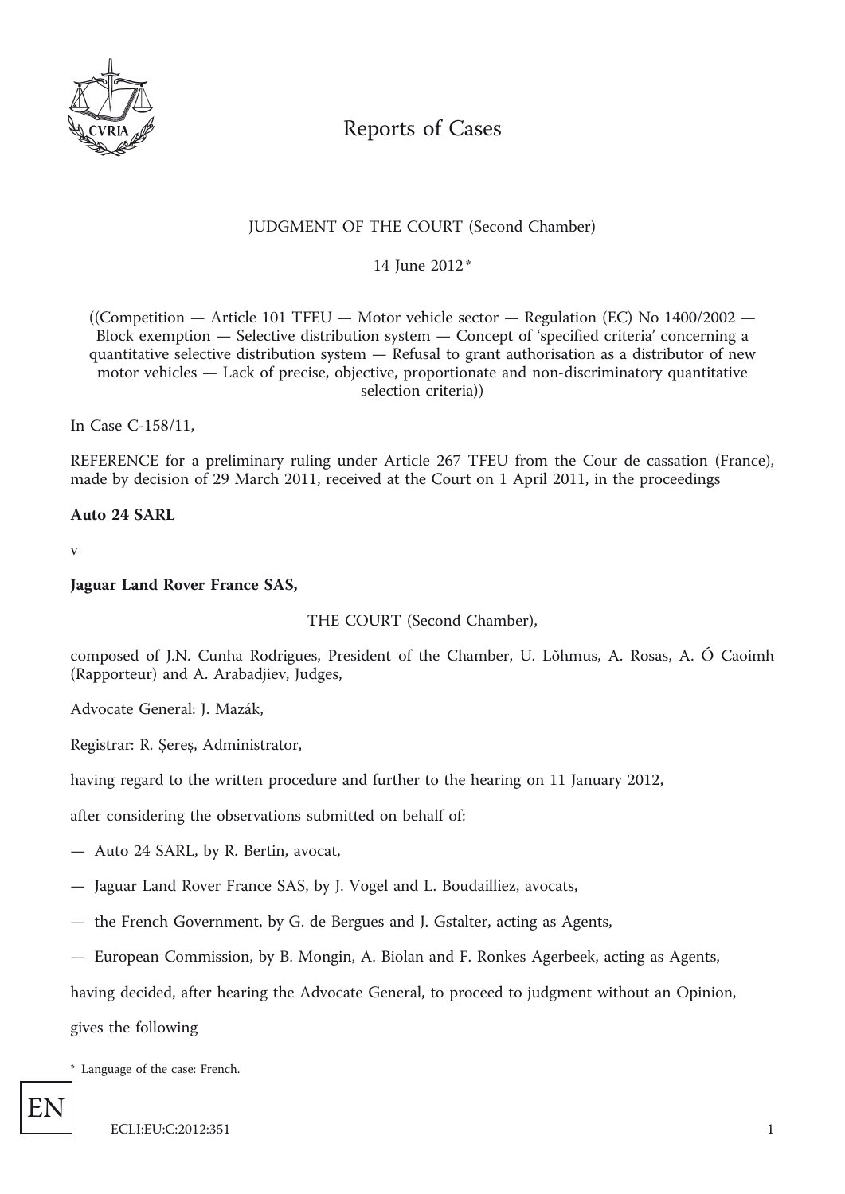Reports of Cases

JUDGMENT OF THE COURT (Second Chamber)

14 June 2012 *

((Competition — Article 101 TFEU — Motor vehicle sector — Regulation (EC) No 1400/2002 — Block exemption — Selective distribution system — Concept of 'specified criteria' concerning a quantitative selective distribution system — Refusal to grant authorisation as a distributor of new motor vehicles — Lack of precise, objective, proportionate and non-discriminatory quantitative selection criteria))

In Case C-158/11,

REFERENCE for a preliminary ruling under Article 267 TFEU from the Cour de cassation (France), made by decision of 29 March 2011, received at the Court on 1 April 2011, in the proceedings

**Auto 24 SARL**

v

**Jaguar Land Rover France SAS,**

THE COURT (Second Chamber),

composed of J.N. Cunha Rodrigues, President of the Chamber, U. Lõhmus, A. Rosas, A. Ó Caoimh (Rapporteur) and A. Arabadjiev, Judges,

Advocate General: J. Mazák,

Registrar: R. Şereş, Administrator,

having regard to the written procedure and further to the hearing on 11 January 2012,

after considering the observations submitted on behalf of:

— Auto 24 SARL, by R. Bertin, avocat,

— Jaguar Land Rover France SAS, by J. Vogel and L. Boudailliez, avocats,

— the French Government, by G. de Bergues and J. Gstalter, acting as Agents,

— European Commission, by B. Mongin, A. Biolan and F. Ronkes Agerbeek, acting as Agents,

having decided, after hearing the Advocate General, to proceed to judgment without an Opinion,

gives the following

\* Language of the case: French.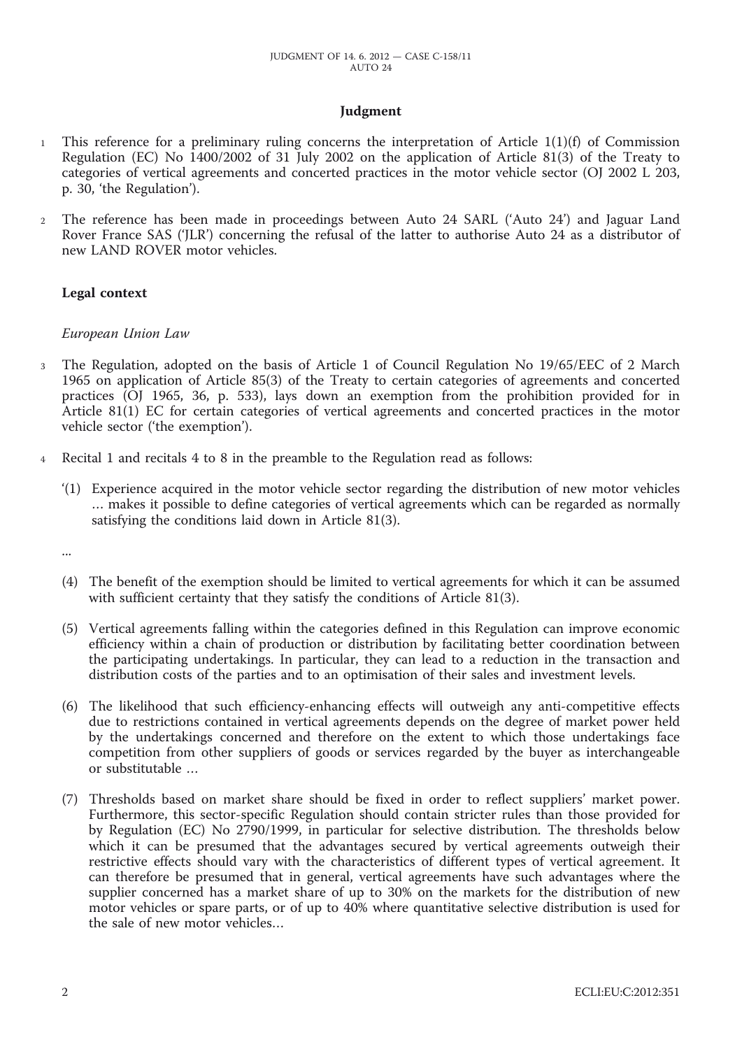## Judgment

1 This reference for a preliminary ruling concerns the interpretation of Article 1(1)(f) of Commission Regulation (EC) No 1400/2002 of 31 July 2002 on the application of Article 81(3) of the Treaty to categories of vertical agreements and concerted practices in the motor vehicle sector (OJ 2002 L 203, p. 30, 'the Regulation').

2 The reference has been made in proceedings between Auto 24 SARL ('Auto 24') and Jaguar Land Rover France SAS ('JLR') concerning the refusal of the latter to authorise Auto 24 as a distributor of new LAND ROVER motor vehicles.

### Legal context

*European Union Law*

3 The Regulation, adopted on the basis of Article 1 of Council Regulation No 19/65/EEC of 2 March 1965 on application of Article 85(3) of the Treaty to certain categories of agreements and concerted practices (OJ 1965, 36, p. 533), lays down an exemption from the prohibition provided for in Article 81(1) EC for certain categories of vertical agreements and concerted practices in the motor vehicle sector ('the exemption').

4 Recital 1 and recitals 4 to 8 in the preamble to the Regulation read as follows:

'(1) Experience acquired in the motor vehicle sector regarding the distribution of new motor vehicles … makes it possible to define categories of vertical agreements which can be regarded as normally satisfying the conditions laid down in Article 81(3).

...

(4) The benefit of the exemption should be limited to vertical agreements for which it can be assumed with sufficient certainty that they satisfy the conditions of Article 81(3).

(5) Vertical agreements falling within the categories defined in this Regulation can improve economic efficiency within a chain of production or distribution by facilitating better coordination between the participating undertakings. In particular, they can lead to a reduction in the transaction and distribution costs of the parties and to an optimisation of their sales and investment levels.

(6) The likelihood that such efficiency-enhancing effects will outweigh any anti-competitive effects due to restrictions contained in vertical agreements depends on the degree of market power held by the undertakings concerned and therefore on the extent to which those undertakings face competition from other suppliers of goods or services regarded by the buyer as interchangeable or substitutable …

(7) Thresholds based on market share should be fixed in order to reflect suppliers' market power. Furthermore, this sector-specific Regulation should contain stricter rules than those provided for by Regulation (EC) No 2790/1999, in particular for selective distribution. The thresholds below which it can be presumed that the advantages secured by vertical agreements outweigh their restrictive effects should vary with the characteristics of different types of vertical agreement. It can therefore be presumed that in general, vertical agreements have such advantages where the supplier concerned has a market share of up to 30% on the markets for the distribution of new motor vehicles or spare parts, or of up to 40% where quantitative selective distribution is used for the sale of new motor vehicles…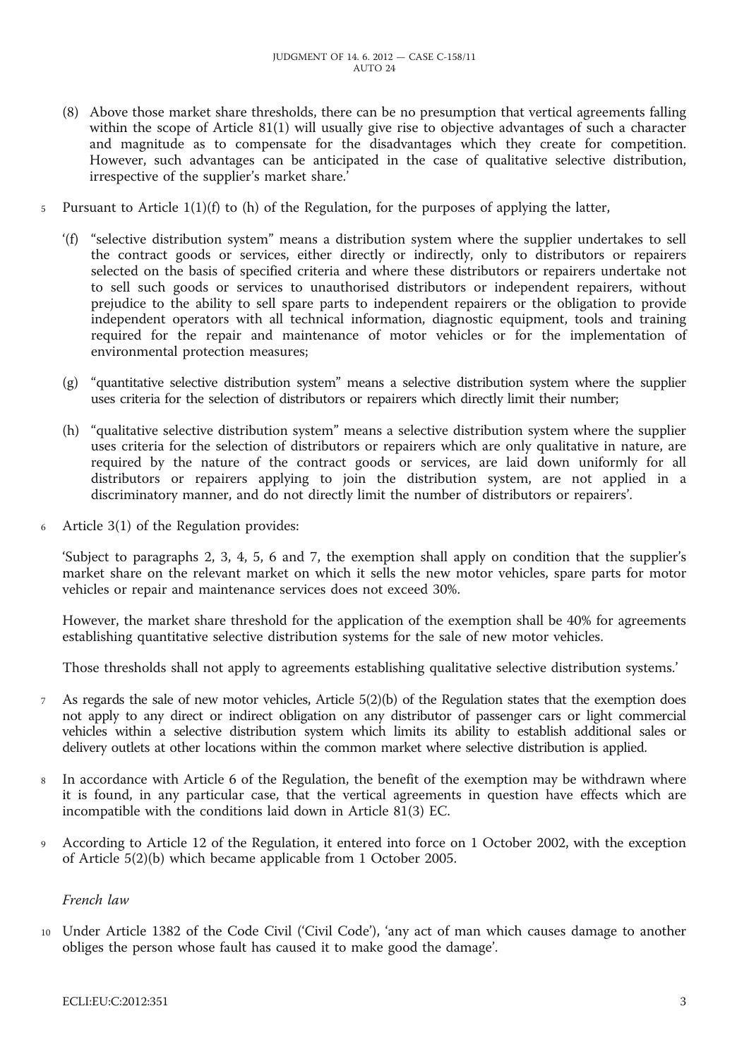(8) Above those market share thresholds, there can be no presumption that vertical agreements falling within the scope of Article 81(1) will usually give rise to objective advantages of such a character and magnitude as to compensate for the disadvantages which they create for competition. However, such advantages can be anticipated in the case of qualitative selective distribution, irrespective of the supplier's market share.'

5 Pursuant to Article 1(1)(f) to (h) of the Regulation, for the purposes of applying the latter,

'(f) "selective distribution system" means a distribution system where the supplier undertakes to sell the contract goods or services, either directly or indirectly, only to distributors or repairers selected on the basis of specified criteria and where these distributors or repairers undertake not to sell such goods or services to unauthorised distributors or independent repairers, without prejudice to the ability to sell spare parts to independent repairers or the obligation to provide independent operators with all technical information, diagnostic equipment, tools and training required for the repair and maintenance of motor vehicles or for the implementation of environmental protection measures;

(g) "quantitative selective distribution system" means a selective distribution system where the supplier uses criteria for the selection of distributors or repairers which directly limit their number;

(h) "qualitative selective distribution system" means a selective distribution system where the supplier uses criteria for the selection of distributors or repairers which are only qualitative in nature, are required by the nature of the contract goods or services, are laid down uniformly for all distributors or repairers applying to join the distribution system, are not applied in a discriminatory manner, and do not directly limit the number of distributors or repairers'.

6 Article 3(1) of the Regulation provides:

'Subject to paragraphs 2, 3, 4, 5, 6 and 7, the exemption shall apply on condition that the supplier's market share on the relevant market on which it sells the new motor vehicles, spare parts for motor vehicles or repair and maintenance services does not exceed 30%.

However, the market share threshold for the application of the exemption shall be 40% for agreements establishing quantitative selective distribution systems for the sale of new motor vehicles.

Those thresholds shall not apply to agreements establishing qualitative selective distribution systems.'

7 As regards the sale of new motor vehicles, Article 5(2)(b) of the Regulation states that the exemption does not apply to any direct or indirect obligation on any distributor of passenger cars or light commercial vehicles within a selective distribution system which limits its ability to establish additional sales or delivery outlets at other locations within the common market where selective distribution is applied.

8 In accordance with Article 6 of the Regulation, the benefit of the exemption may be withdrawn where it is found, in any particular case, that the vertical agreements in question have effects which are incompatible with the conditions laid down in Article 81(3) EC.

9 According to Article 12 of the Regulation, it entered into force on 1 October 2002, with the exception of Article 5(2)(b) which became applicable from 1 October 2005.

*French law*

10 Under Article 1382 of the Code Civil ('Civil Code'), 'any act of man which causes damage to another obliges the person whose fault has caused it to make good the damage'.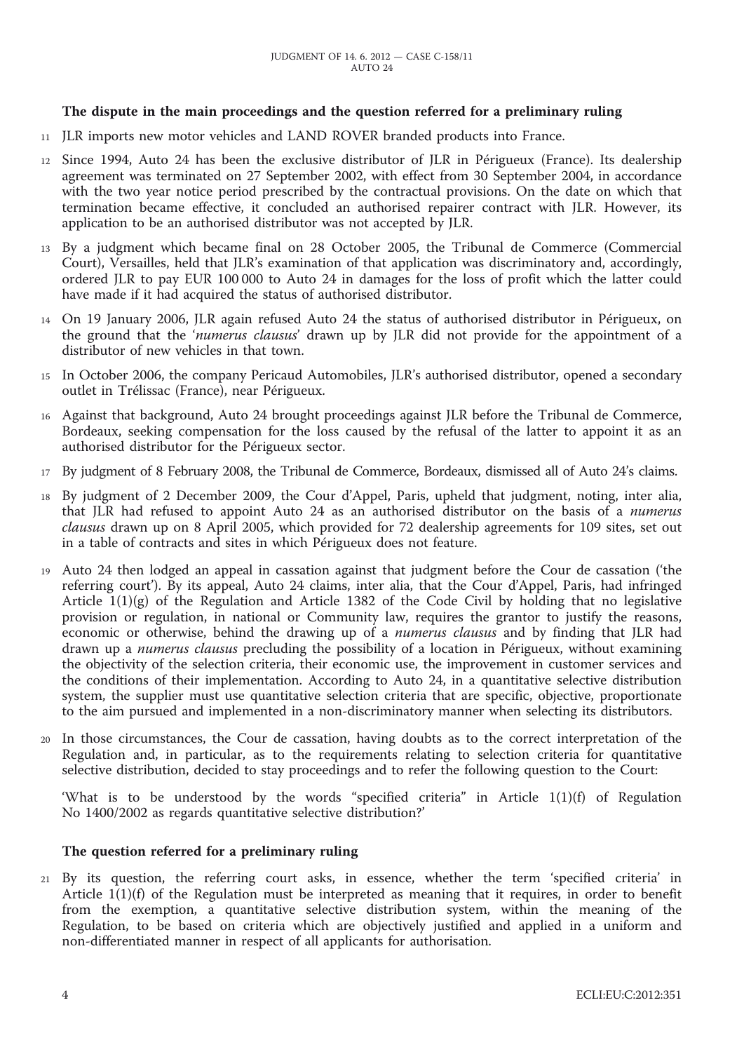**The dispute in the main proceedings and the question referred for a preliminary ruling**

11 JLR imports new motor vehicles and LAND ROVER branded products into France.

12 Since 1994, Auto 24 has been the exclusive distributor of JLR in Périgueux (France). Its dealership agreement was terminated on 27 September 2002, with effect from 30 September 2004, in accordance with the two year notice period prescribed by the contractual provisions. On the date on which that termination became effective, it concluded an authorised repairer contract with JLR. However, its application to be an authorised distributor was not accepted by JLR.

13 By a judgment which became final on 28 October 2005, the Tribunal de Commerce (Commercial Court), Versailles, held that JLR's examination of that application was discriminatory and, accordingly, ordered JLR to pay EUR 100 000 to Auto 24 in damages for the loss of profit which the latter could have made if it had acquired the status of authorised distributor.

14 On 19 January 2006, JLR again refused Auto 24 the status of authorised distributor in Périgueux, on the ground that the '*numerus clausus*' drawn up by JLR did not provide for the appointment of a distributor of new vehicles in that town.

15 In October 2006, the company Pericaud Automobiles, JLR's authorised distributor, opened a secondary outlet in Trélissac (France), near Périgueux.

16 Against that background, Auto 24 brought proceedings against JLR before the Tribunal de Commerce, Bordeaux, seeking compensation for the loss caused by the refusal of the latter to appoint it as an authorised distributor for the Périgueux sector.

17 By judgment of 8 February 2008, the Tribunal de Commerce, Bordeaux, dismissed all of Auto 24's claims.

18 By judgment of 2 December 2009, the Cour d'Appel, Paris, upheld that judgment, noting, inter alia, that JLR had refused to appoint Auto 24 as an authorised distributor on the basis of a *numerus clausus* drawn up on 8 April 2005, which provided for 72 dealership agreements for 109 sites, set out in a table of contracts and sites in which Périgueux does not feature.

19 Auto 24 then lodged an appeal in cassation against that judgment before the Cour de cassation ('the referring court'). By its appeal, Auto 24 claims, inter alia, that the Cour d'Appel, Paris, had infringed Article 1(1)(g) of the Regulation and Article 1382 of the Code Civil by holding that no legislative provision or regulation, in national or Community law, requires the grantor to justify the reasons, economic or otherwise, behind the drawing up of a *numerus clausus* and by finding that JLR had drawn up a *numerus clausus* precluding the possibility of a location in Périgueux, without examining the objectivity of the selection criteria, their economic use, the improvement in customer services and the conditions of their implementation. According to Auto 24, in a quantitative selective distribution system, the supplier must use quantitative selection criteria that are specific, objective, proportionate to the aim pursued and implemented in a non-discriminatory manner when selecting its distributors.

20 In those circumstances, the Cour de cassation, having doubts as to the correct interpretation of the Regulation and, in particular, as to the requirements relating to selection criteria for quantitative selective distribution, decided to stay proceedings and to refer the following question to the Court:

'What is to be understood by the words "specified criteria" in Article 1(1)(f) of Regulation No 1400/2002 as regards quantitative selective distribution?'

**The question referred for a preliminary ruling**

21 By its question, the referring court asks, in essence, whether the term 'specified criteria' in Article 1(1)(f) of the Regulation must be interpreted as meaning that it requires, in order to benefit from the exemption, a quantitative selective distribution system, within the meaning of the Regulation, to be based on criteria which are objectively justified and applied in a uniform and non-differentiated manner in respect of all applicants for authorisation.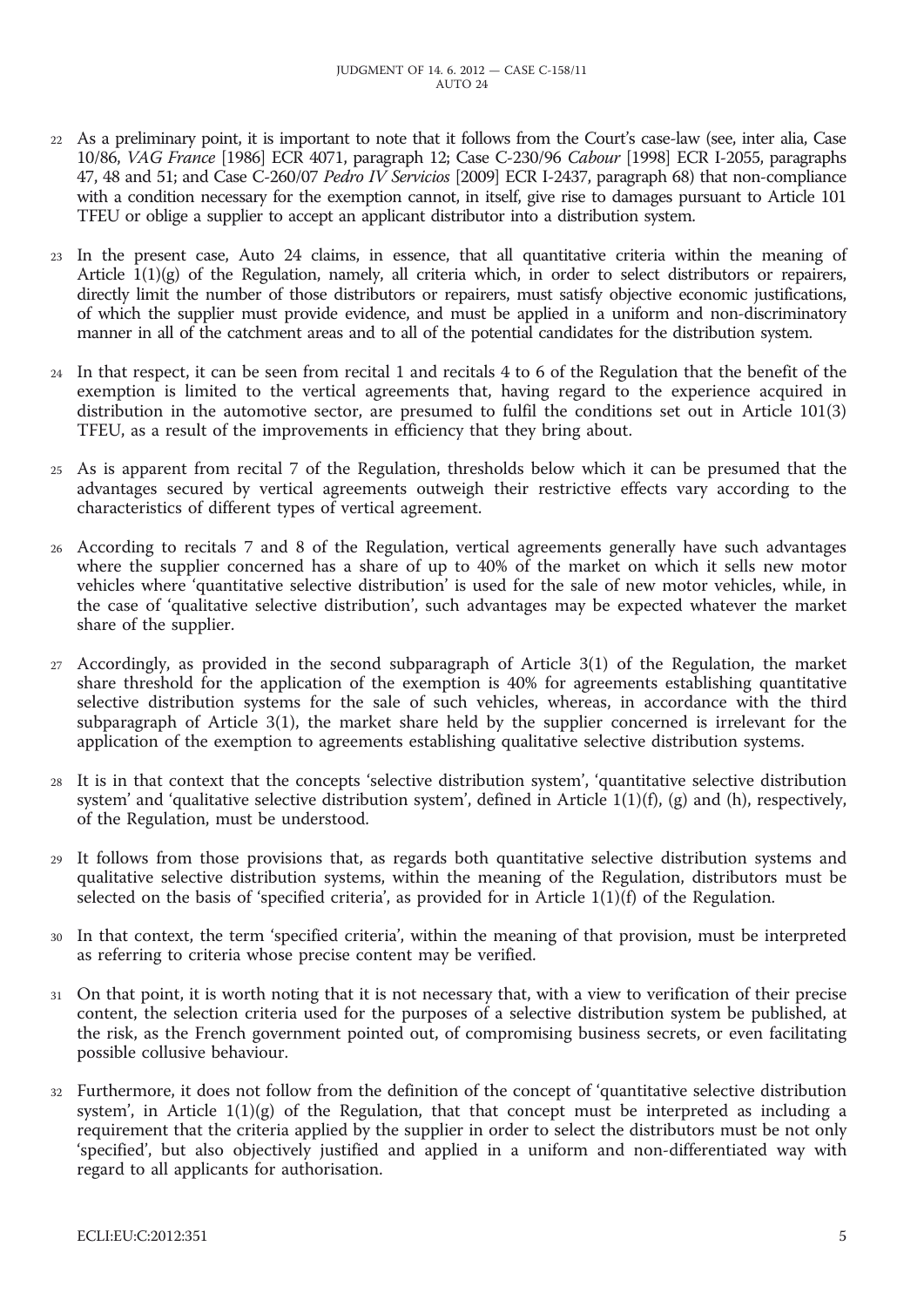22 As a preliminary point, it is important to note that it follows from the Court's case-law (see, inter alia, Case 10/86, *VAG France* [1986] ECR 4071, paragraph 12; Case C-230/96 *Cabour* [1998] ECR I-2055, paragraphs 47, 48 and 51; and Case C-260/07 *Pedro IV Servicios* [2009] ECR I-2437, paragraph 68) that non-compliance with a condition necessary for the exemption cannot, in itself, give rise to damages pursuant to Article 101 TFEU or oblige a supplier to accept an applicant distributor into a distribution system.

23 In the present case, Auto 24 claims, in essence, that all quantitative criteria within the meaning of Article 1(1)(g) of the Regulation, namely, all criteria which, in order to select distributors or repairers, directly limit the number of those distributors or repairers, must satisfy objective economic justifications, of which the supplier must provide evidence, and must be applied in a uniform and non-discriminatory manner in all of the catchment areas and to all of the potential candidates for the distribution system.

24 In that respect, it can be seen from recital 1 and recitals 4 to 6 of the Regulation that the benefit of the exemption is limited to the vertical agreements that, having regard to the experience acquired in distribution in the automotive sector, are presumed to fulfil the conditions set out in Article 101(3) TFEU, as a result of the improvements in efficiency that they bring about.

25 As is apparent from recital 7 of the Regulation, thresholds below which it can be presumed that the advantages secured by vertical agreements outweigh their restrictive effects vary according to the characteristics of different types of vertical agreement.

26 According to recitals 7 and 8 of the Regulation, vertical agreements generally have such advantages where the supplier concerned has a share of up to 40% of the market on which it sells new motor vehicles where 'quantitative selective distribution' is used for the sale of new motor vehicles, while, in the case of 'qualitative selective distribution', such advantages may be expected whatever the market share of the supplier.

27 Accordingly, as provided in the second subparagraph of Article 3(1) of the Regulation, the market share threshold for the application of the exemption is 40% for agreements establishing quantitative selective distribution systems for the sale of such vehicles, whereas, in accordance with the third subparagraph of Article 3(1), the market share held by the supplier concerned is irrelevant for the application of the exemption to agreements establishing qualitative selective distribution systems.

28 It is in that context that the concepts 'selective distribution system', 'quantitative selective distribution system' and 'qualitative selective distribution system', defined in Article 1(1)(f), (g) and (h), respectively, of the Regulation, must be understood.

29 It follows from those provisions that, as regards both quantitative selective distribution systems and qualitative selective distribution systems, within the meaning of the Regulation, distributors must be selected on the basis of 'specified criteria', as provided for in Article 1(1)(f) of the Regulation.

30 In that context, the term 'specified criteria', within the meaning of that provision, must be interpreted as referring to criteria whose precise content may be verified.

31 On that point, it is worth noting that it is not necessary that, with a view to verification of their precise content, the selection criteria used for the purposes of a selective distribution system be published, at the risk, as the French government pointed out, of compromising business secrets, or even facilitating possible collusive behaviour.

32 Furthermore, it does not follow from the definition of the concept of 'quantitative selective distribution system', in Article 1(1)(g) of the Regulation, that that concept must be interpreted as including a requirement that the criteria applied by the supplier in order to select the distributors must be not only 'specified', but also objectively justified and applied in a uniform and non-differentiated way with regard to all applicants for authorisation.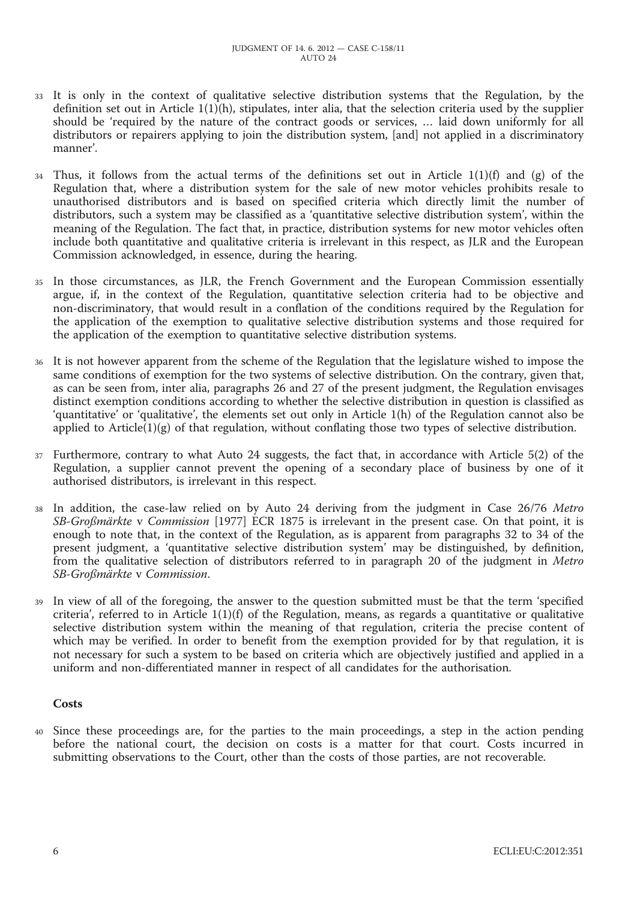33 It is only in the context of qualitative selective distribution systems that the Regulation, by the definition set out in Article 1(1)(h), stipulates, inter alia, that the selection criteria used by the supplier should be 'required by the nature of the contract goods or services, … laid down uniformly for all distributors or repairers applying to join the distribution system, [and] not applied in a discriminatory manner'.

34 Thus, it follows from the actual terms of the definitions set out in Article 1(1)(f) and (g) of the Regulation that, where a distribution system for the sale of new motor vehicles prohibits resale to unauthorised distributors and is based on specified criteria which directly limit the number of distributors, such a system may be classified as a 'quantitative selective distribution system', within the meaning of the Regulation. The fact that, in practice, distribution systems for new motor vehicles often include both quantitative and qualitative criteria is irrelevant in this respect, as JLR and the European Commission acknowledged, in essence, during the hearing.

35 In those circumstances, as JLR, the French Government and the European Commission essentially argue, if, in the context of the Regulation, quantitative selection criteria had to be objective and non-discriminatory, that would result in a conflation of the conditions required by the Regulation for the application of the exemption to qualitative selective distribution systems and those required for the application of the exemption to quantitative selective distribution systems.

36 It is not however apparent from the scheme of the Regulation that the legislature wished to impose the same conditions of exemption for the two systems of selective distribution. On the contrary, given that, as can be seen from, inter alia, paragraphs 26 and 27 of the present judgment, the Regulation envisages distinct exemption conditions according to whether the selective distribution in question is classified as 'quantitative' or 'qualitative', the elements set out only in Article 1(h) of the Regulation cannot also be applied to Article(1)(g) of that regulation, without conflating those two types of selective distribution.

37 Furthermore, contrary to what Auto 24 suggests, the fact that, in accordance with Article 5(2) of the Regulation, a supplier cannot prevent the opening of a secondary place of business by one of it authorised distributors, is irrelevant in this respect.

38 In addition, the case-law relied on by Auto 24 deriving from the judgment in Case 26/76 *Metro SB-Großmärkte* v *Commission* [1977] ECR 1875 is irrelevant in the present case. On that point, it is enough to note that, in the context of the Regulation, as is apparent from paragraphs 32 to 34 of the present judgment, a 'quantitative selective distribution system' may be distinguished, by definition, from the qualitative selection of distributors referred to in paragraph 20 of the judgment in *Metro SB-Großmärkte* v *Commission*.

39 In view of all of the foregoing, the answer to the question submitted must be that the term 'specified criteria', referred to in Article 1(1)(f) of the Regulation, means, as regards a quantitative or qualitative selective distribution system within the meaning of that regulation, criteria the precise content of which may be verified. In order to benefit from the exemption provided for by that regulation, it is not necessary for such a system to be based on criteria which are objectively justified and applied in a uniform and non-differentiated manner in respect of all candidates for the authorisation.

## Costs

40 Since these proceedings are, for the parties to the main proceedings, a step in the action pending before the national court, the decision on costs is a matter for that court. Costs incurred in submitting observations to the Court, other than the costs of those parties, are not recoverable.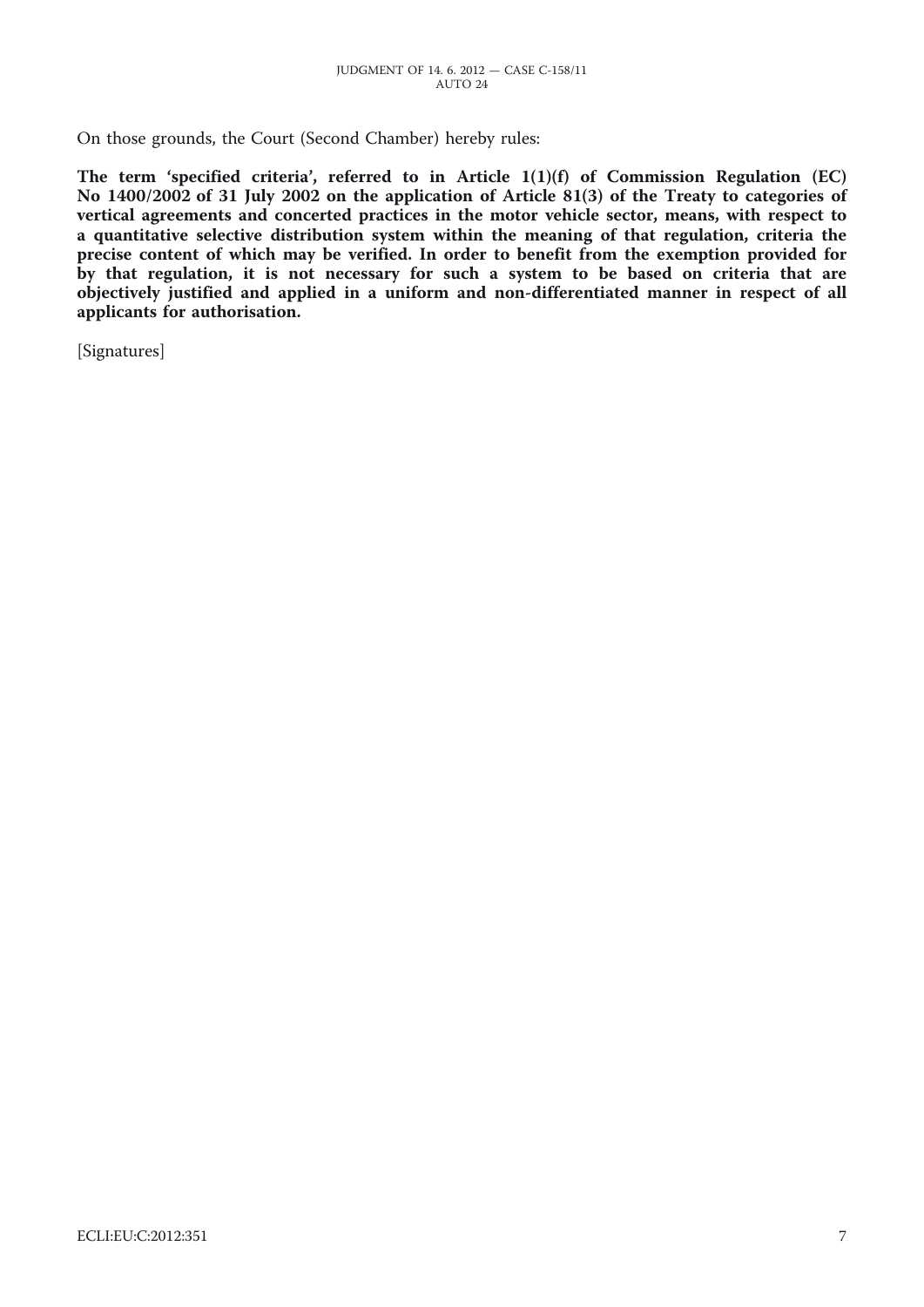On those grounds, the Court (Second Chamber) hereby rules:

**The term 'specified criteria', referred to in Article 1(1)(f) of Commission Regulation (EC) No 1400/2002 of 31 July 2002 on the application of Article 81(3) of the Treaty to categories of vertical agreements and concerted practices in the motor vehicle sector, means, with respect to a quantitative selective distribution system within the meaning of that regulation, criteria the precise content of which may be verified. In order to benefit from the exemption provided for by that regulation, it is not necessary for such a system to be based on criteria that are objectively justified and applied in a uniform and non-differentiated manner in respect of all applicants for authorisation.**

[Signatures]